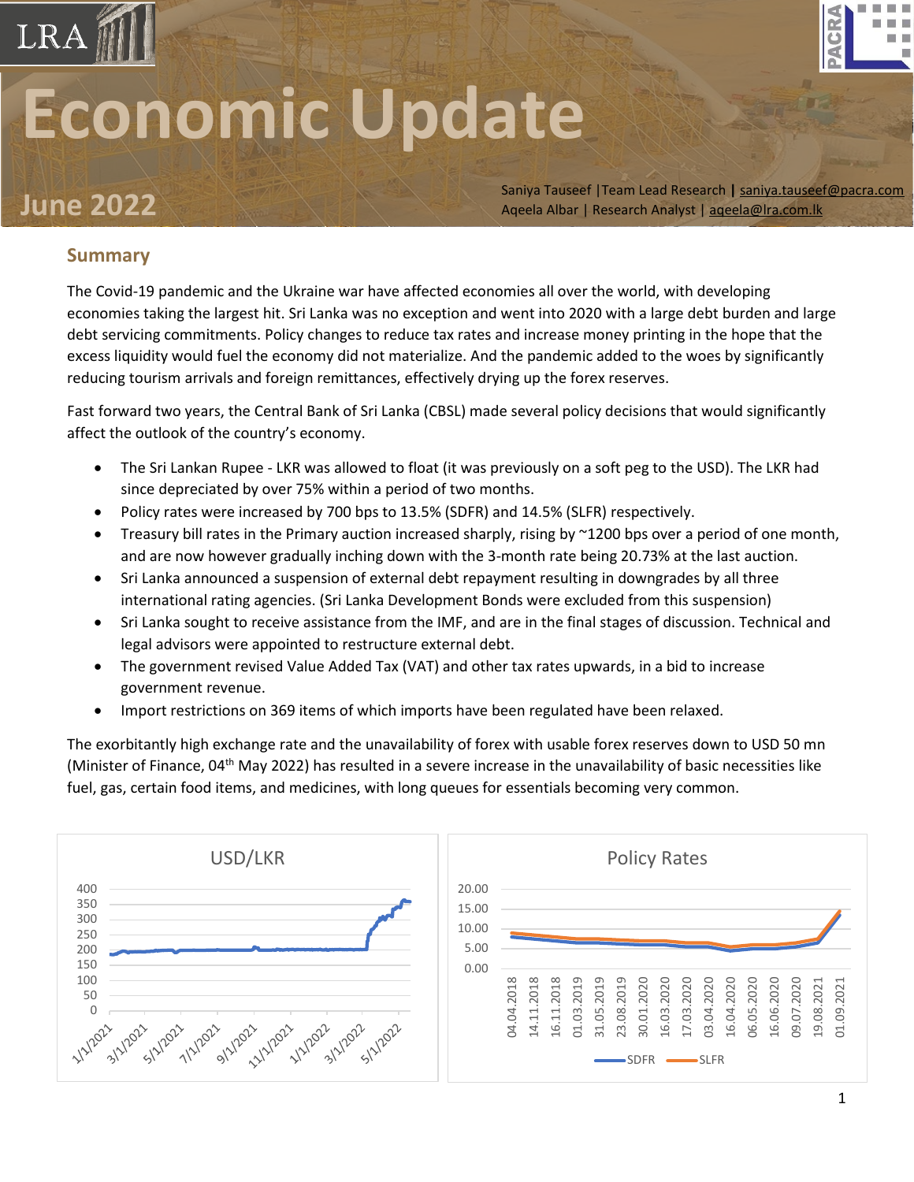# Economic Update

## June 2022

Saniya Tauseef | Team Lead Research | saniya.tauseef@pacra.com
Aqeela Albar | Research Analyst | aqeela@lra.com.lk

## Summary

The Covid-19 pandemic and the Ukraine war have affected economies all over the world, with developing economies taking the largest hit. Sri Lanka was no exception and went into 2020 with a large debt burden and large debt servicing commitments. Policy changes to reduce tax rates and increase money printing in the hope that the excess liquidity would fuel the economy did not materialize. And the pandemic added to the woes by significantly reducing tourism arrivals and foreign remittances, effectively drying up the forex reserves.

Fast forward two years, the Central Bank of Sri Lanka (CBSL) made several policy decisions that would significantly affect the outlook of the country's economy.

- The Sri Lankan Rupee - LKR was allowed to float (it was previously on a soft peg to the USD). The LKR had since depreciated by over 75% within a period of two months.
- Policy rates were increased by 700 bps to 13.5% (SDFR) and 14.5% (SLFR) respectively.
- Treasury bill rates in the Primary auction increased sharply, rising by ~1200 bps over a period of one month, and are now however gradually inching down with the 3-month rate being 20.73% at the last auction.
- Sri Lanka announced a suspension of external debt repayment resulting in downgrades by all three international rating agencies. (Sri Lanka Development Bonds were excluded from this suspension)
- Sri Lanka sought to receive assistance from the IMF, and are in the final stages of discussion. Technical and legal advisors were appointed to restructure external debt.
- The government revised Value Added Tax (VAT) and other tax rates upwards, in a bid to increase government revenue.
- Import restrictions on 369 items of which imports have been regulated have been relaxed.

The exorbitantly high exchange rate and the unavailability of forex with usable forex reserves down to USD 50 mn (Minister of Finance, 04th May 2022) has resulted in a severe increase in the unavailability of basic necessities like fuel, gas, certain food items, and medicines, with long queues for essentials becoming very common.

USD/LKR

Policy Rates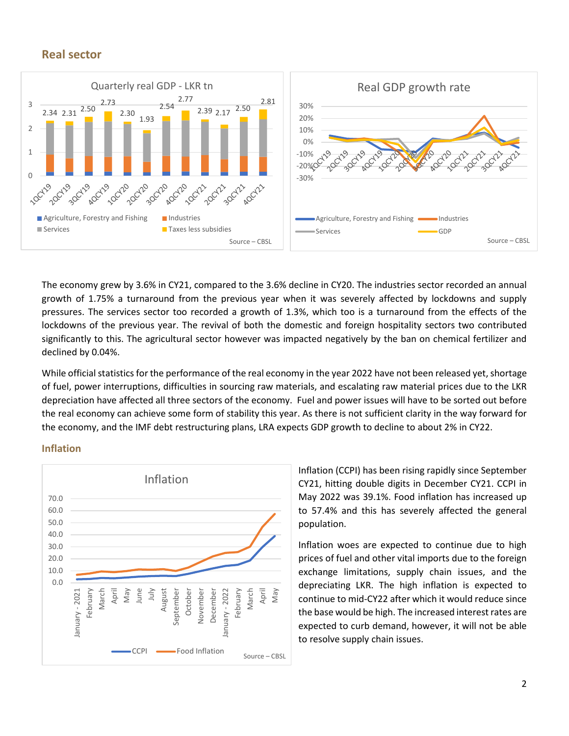## Real sector

The economy grew by 3.6% in CY21, compared to the 3.6% decline in CY20. The industries sector recorded an annual growth of 1.75% a turnaround from the previous year when it was severely affected by lockdowns and supply pressures. The services sector too recorded a growth of 1.3%, which too is a turnaround from the effects of the lockdowns of the previous year. The revival of both the domestic and foreign hospitality sectors two contributed significantly to this. The agricultural sector however was impacted negatively by the ban on chemical fertilizer and declined by 0.04%.

While official statistics for the performance of the real economy in the year 2022 have not been released yet, shortage of fuel, power interruptions, difficulties in sourcing raw materials, and escalating raw material prices due to the LKR depreciation have affected all three sectors of the economy. Fuel and power issues will have to be sorted out before the real economy can achieve some form of stability this year. As there is not sufficient clarity in the way forward for the economy, and the IMF debt restructuring plans, LRA expects GDP growth to decline to about 2% in CY22.

### Inflation

Inflation (CCPI) has been rising rapidly since September CY21, hitting double digits in December CY21. CCPI in May 2022 was 39.1%. Food inflation has increased up to 57.4% and this has severely affected the general population.

Inflation woes are expected to continue due to high prices of fuel and other vital imports due to the foreign exchange limitations, supply chain issues, and the depreciating LKR. The high inflation is expected to continue to mid-CY22 after which it would reduce since the base would be high. The increased interest rates are expected to curb demand, however, it will not be able to resolve supply chain issues.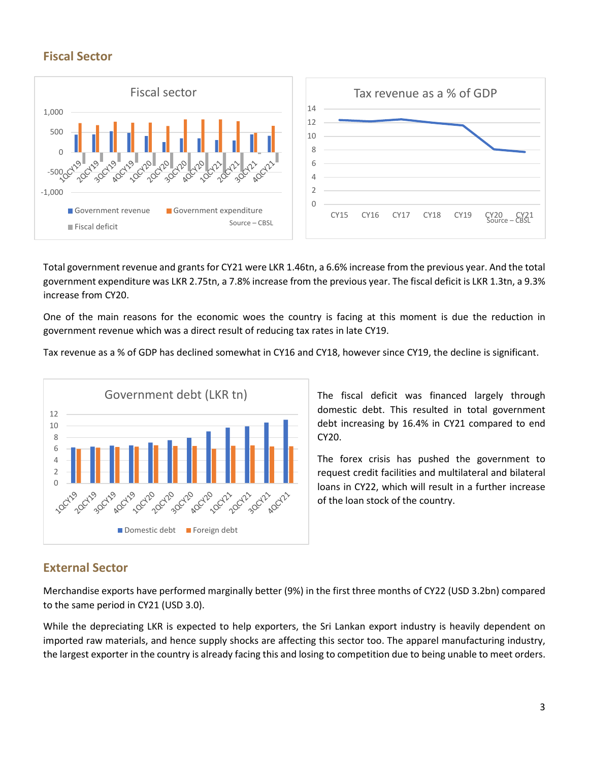## Fiscal Sector

Total government revenue and grants for CY21 were LKR 1.46tn, a 6.6% increase from the previous year. And the total government expenditure was LKR 2.75tn, a 7.8% increase from the previous year. The fiscal deficit is LKR 1.3tn, a 9.3% increase from CY20.

One of the main reasons for the economic woes the country is facing at this moment is due the reduction in government revenue which was a direct result of reducing tax rates in late CY19.

Tax revenue as a % of GDP has declined somewhat in CY16 and CY18, however since CY19, the decline is significant.

The fiscal deficit was financed largely through domestic debt. This resulted in total government debt increasing by 16.4% in CY21 compared to end CY20.

The forex crisis has pushed the government to request credit facilities and multilateral and bilateral loans in CY22, which will result in a further increase of the loan stock of the country.

## External Sector

Merchandise exports have performed marginally better (9%) in the first three months of CY22 (USD 3.2bn) compared to the same period in CY21 (USD 3.0).

While the depreciating LKR is expected to help exporters, the Sri Lankan export industry is heavily dependent on imported raw materials, and hence supply shocks are affecting this sector too. The apparel manufacturing industry, the largest exporter in the country is already facing this and losing to competition due to being unable to meet orders.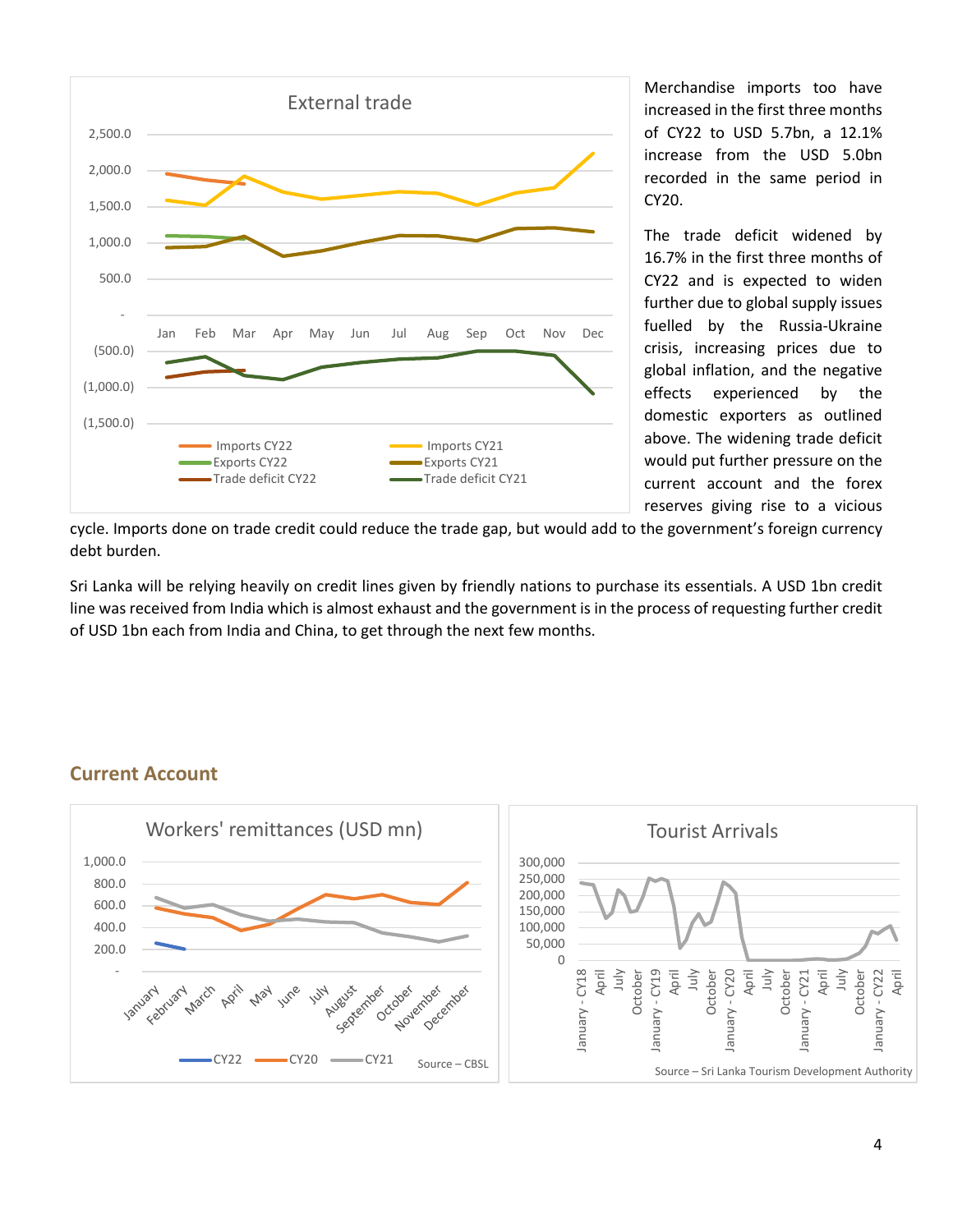Merchandise imports too have increased in the first three months of CY22 to USD 5.7bn, a 12.1% increase from the USD 5.0bn recorded in the same period in CY20.

The trade deficit widened by 16.7% in the first three months of CY22 and is expected to widen further due to global supply issues fuelled by the Russia-Ukraine crisis, increasing prices due to global inflation, and the negative effects experienced by the domestic exporters as outlined above. The widening trade deficit would put further pressure on the current account and the forex reserves giving rise to a vicious cycle. Imports done on trade credit could reduce the trade gap, but would add to the government's foreign currency debt burden.

Sri Lanka will be relying heavily on credit lines given by friendly nations to purchase its essentials. A USD 1bn credit line was received from India which is almost exhaust and the government is in the process of requesting further credit of USD 1bn each from India and China, to get through the next few months.

## Current Account

Source – CBSL

Source – Sri Lanka Tourism Development Authority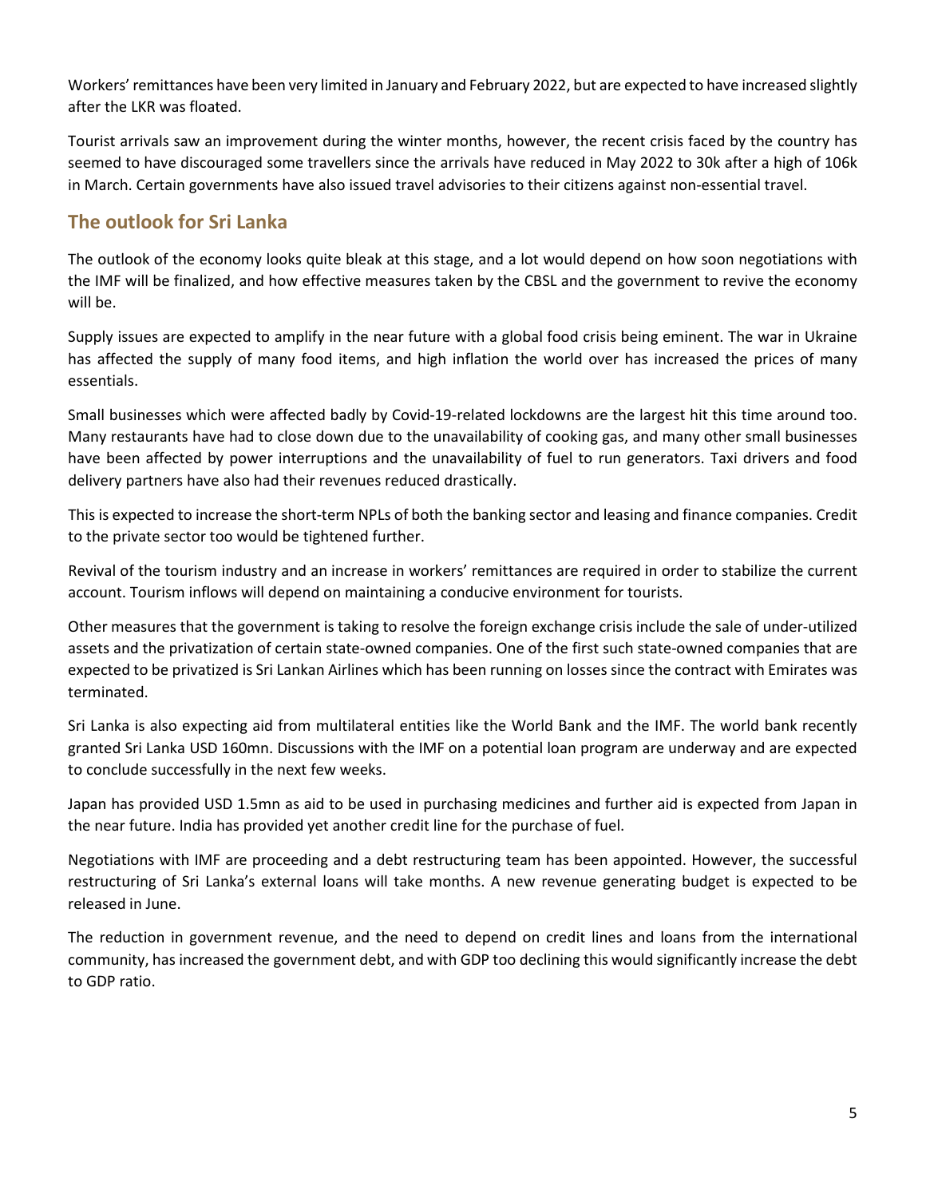Workers' remittances have been very limited in January and February 2022, but are expected to have increased slightly after the LKR was floated.

Tourist arrivals saw an improvement during the winter months, however, the recent crisis faced by the country has seemed to have discouraged some travellers since the arrivals have reduced in May 2022 to 30k after a high of 106k in March. Certain governments have also issued travel advisories to their citizens against non-essential travel.

## The outlook for Sri Lanka

The outlook of the economy looks quite bleak at this stage, and a lot would depend on how soon negotiations with the IMF will be finalized, and how effective measures taken by the CBSL and the government to revive the economy will be.

Supply issues are expected to amplify in the near future with a global food crisis being eminent. The war in Ukraine has affected the supply of many food items, and high inflation the world over has increased the prices of many essentials.

Small businesses which were affected badly by Covid-19-related lockdowns are the largest hit this time around too. Many restaurants have had to close down due to the unavailability of cooking gas, and many other small businesses have been affected by power interruptions and the unavailability of fuel to run generators. Taxi drivers and food delivery partners have also had their revenues reduced drastically.

This is expected to increase the short-term NPLs of both the banking sector and leasing and finance companies. Credit to the private sector too would be tightened further.

Revival of the tourism industry and an increase in workers' remittances are required in order to stabilize the current account. Tourism inflows will depend on maintaining a conducive environment for tourists.

Other measures that the government is taking to resolve the foreign exchange crisis include the sale of under-utilized assets and the privatization of certain state-owned companies. One of the first such state-owned companies that are expected to be privatized is Sri Lankan Airlines which has been running on losses since the contract with Emirates was terminated.

Sri Lanka is also expecting aid from multilateral entities like the World Bank and the IMF. The world bank recently granted Sri Lanka USD 160mn. Discussions with the IMF on a potential loan program are underway and are expected to conclude successfully in the next few weeks.

Japan has provided USD 1.5mn as aid to be used in purchasing medicines and further aid is expected from Japan in the near future. India has provided yet another credit line for the purchase of fuel.

Negotiations with IMF are proceeding and a debt restructuring team has been appointed. However, the successful restructuring of Sri Lanka's external loans will take months. A new revenue generating budget is expected to be released in June.

The reduction in government revenue, and the need to depend on credit lines and loans from the international community, has increased the government debt, and with GDP too declining this would significantly increase the debt to GDP ratio.